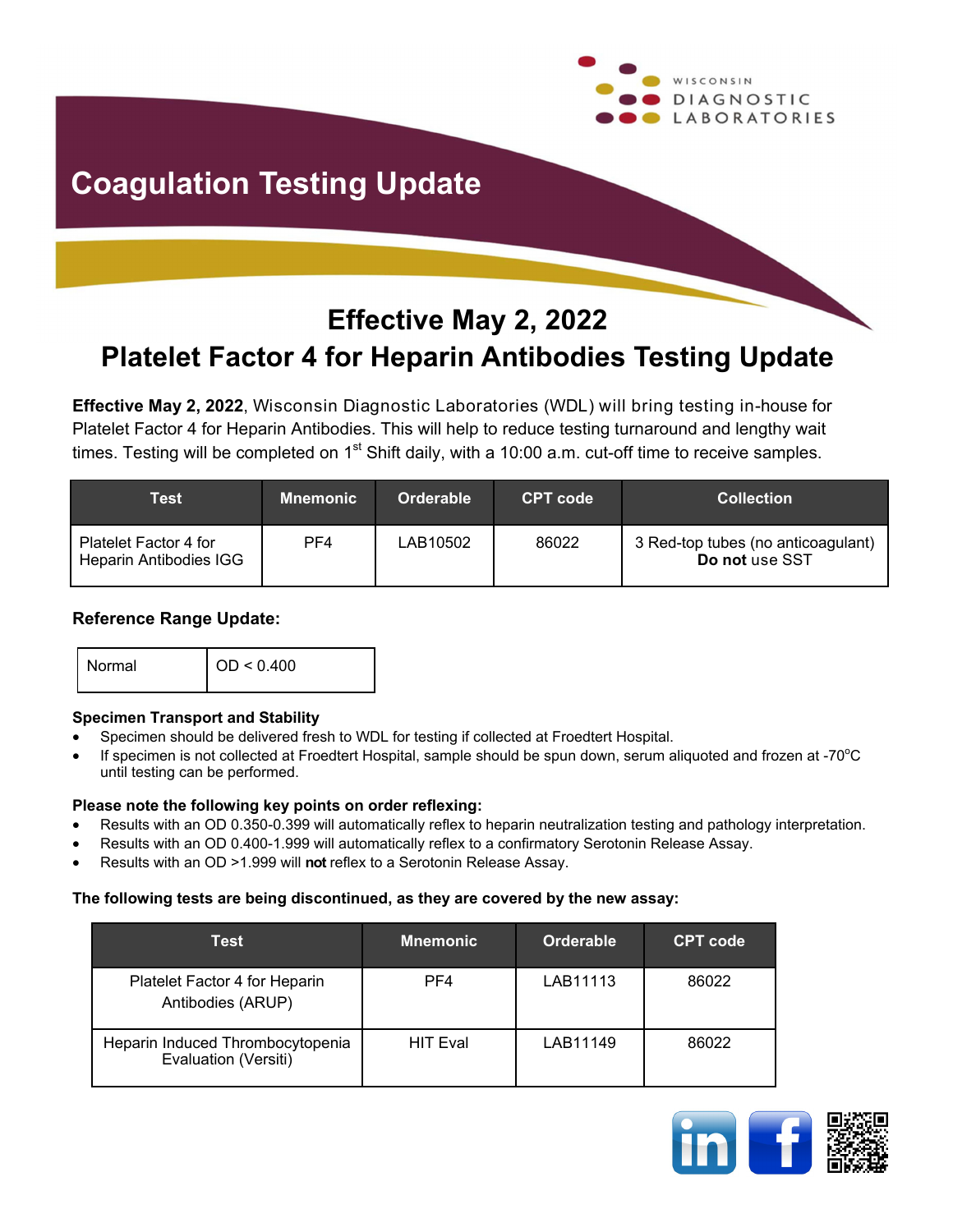WISCONSIN DIAGNOSTIC LABORATORIES

# Coagulation Testing Update

## Effective May 2, 2022
## Platelet Factor 4 for Heparin Antibodies Testing Update

**Effective May 2, 2022**, Wisconsin Diagnostic Laboratories (WDL) will bring testing in-house for Platelet Factor 4 for Heparin Antibodies. This will help to reduce testing turnaround and lengthy wait times. Testing will be completed on 1st Shift daily, with a 10:00 a.m. cut-off time to receive samples.

| Test | Mnemonic | Orderable | CPT code | Collection |
|---|---|---|---|---|
| Platelet Factor 4 for Heparin Antibodies IGG | PF4 | LAB10502 | 86022 | 3 Red-top tubes (no anticoagulant) **Do not** use SST |

### Reference Range Update:

| Normal | OD < 0.400 |
|---|---|

**Specimen Transport and Stability**

- Specimen should be delivered fresh to WDL for testing if collected at Froedtert Hospital.
- If specimen is not collected at Froedtert Hospital, sample should be spun down, serum aliquoted and frozen at -70°C until testing can be performed.

**Please note the following key points on order reflexing:**

- Results with an OD 0.350-0.399 will automatically reflex to heparin neutralization testing and pathology interpretation.
- Results with an OD 0.400-1.999 will automatically reflex to a confirmatory Serotonin Release Assay.
- Results with an OD >1.999 will **not** reflex to a Serotonin Release Assay.

**The following tests are being discontinued, as they are covered by the new assay:**

| Test | Mnemonic | Orderable | CPT code |
|---|---|---|---|
| Platelet Factor 4 for Heparin Antibodies (ARUP) | PF4 | LAB11113 | 86022 |
| Heparin Induced Thrombocytopenia Evaluation (Versiti) | HIT Eval | LAB11149 | 86022 |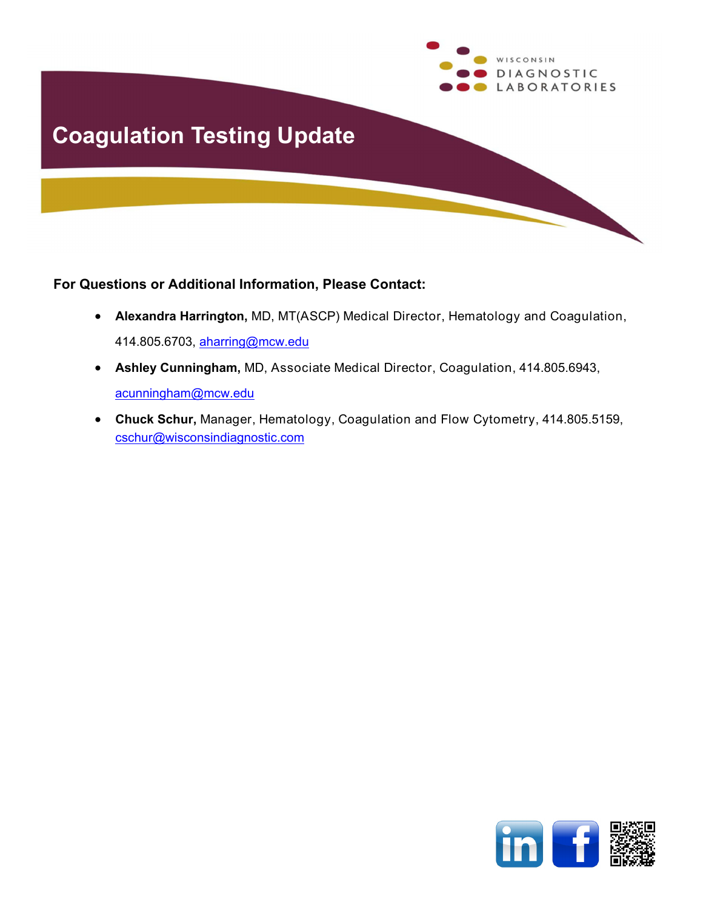# Coagulation Testing Update

**For Questions or Additional Information, Please Contact:**

- **Alexandra Harrington,** MD, MT(ASCP) Medical Director, Hematology and Coagulation, 414.805.6703, aharring@mcw.edu
- **Ashley Cunningham,** MD, Associate Medical Director, Coagulation, 414.805.6943, acunningham@mcw.edu
- **Chuck Schur,** Manager, Hematology, Coagulation and Flow Cytometry, 414.805.5159, cschur@wisconsindiagnostic.com